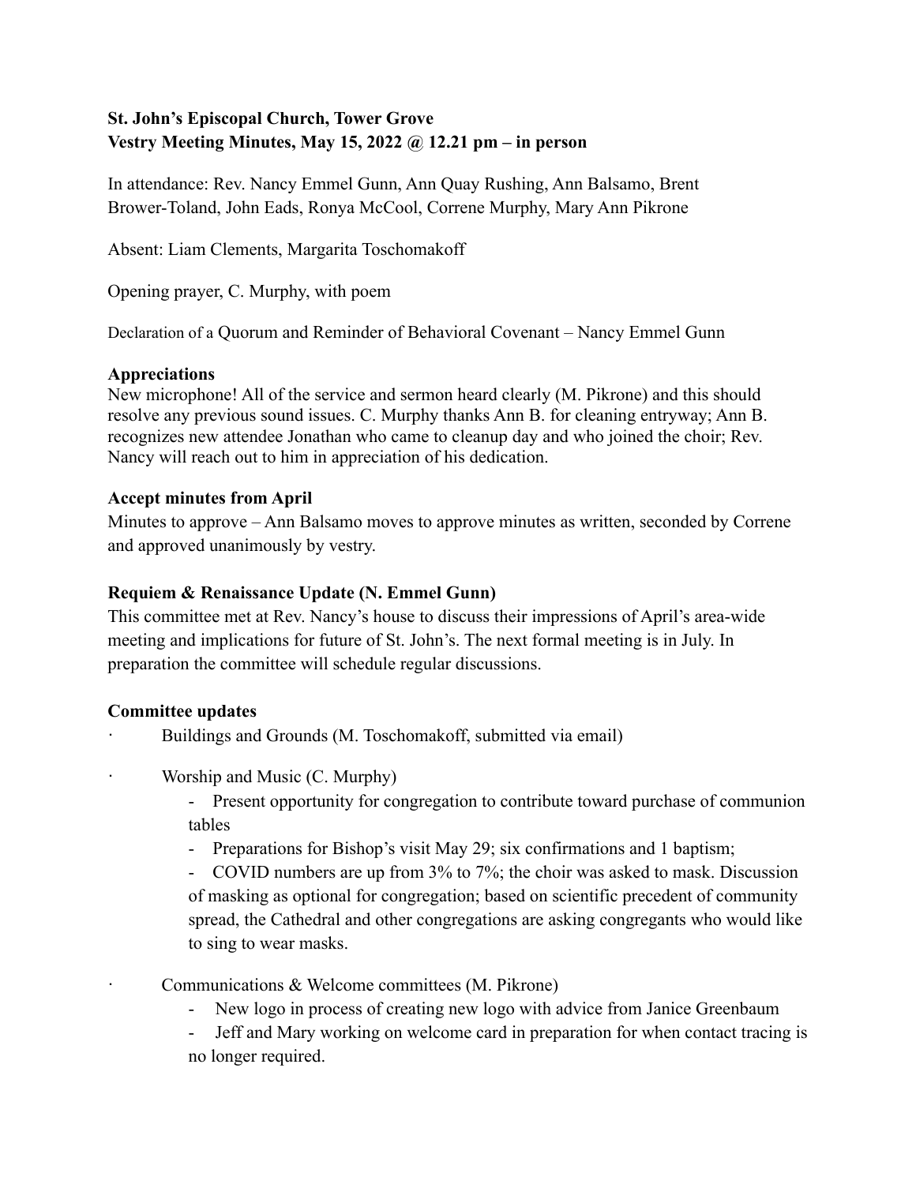**St. John's Episcopal Church, Tower Grove**
**Vestry Meeting Minutes, May 15, 2022 @ 12.21 pm – in person**

In attendance: Rev. Nancy Emmel Gunn, Ann Quay Rushing, Ann Balsamo, Brent Brower-Toland, John Eads, Ronya McCool, Correne Murphy, Mary Ann Pikrone

Absent: Liam Clements, Margarita Toschomakoff

Opening prayer, C. Murphy, with poem

Declaration of a Quorum and Reminder of Behavioral Covenant – Nancy Emmel Gunn

**Appreciations**
New microphone! All of the service and sermon heard clearly (M. Pikrone) and this should resolve any previous sound issues. C. Murphy thanks Ann B. for cleaning entryway; Ann B. recognizes new attendee Jonathan who came to cleanup day and who joined the choir; Rev. Nancy will reach out to him in appreciation of his dedication.

**Accept minutes from April**
Minutes to approve – Ann Balsamo moves to approve minutes as written, seconded by Correne and approved unanimously by vestry.

**Requiem & Renaissance Update (N. Emmel Gunn)**
This committee met at Rev. Nancy's house to discuss their impressions of April's area-wide meeting and implications for future of St. John's. The next formal meeting is in July. In preparation the committee will schedule regular discussions.

**Committee updates**

- Buildings and Grounds (M. Toschomakoff, submitted via email)

- Worship and Music (C. Murphy)
  - Present opportunity for congregation to contribute toward purchase of communion tables
  - Preparations for Bishop's visit May 29; six confirmations and 1 baptism;
  - COVID numbers are up from 3% to 7%; the choir was asked to mask. Discussion of masking as optional for congregation; based on scientific precedent of community spread, the Cathedral and other congregations are asking congregants who would like to sing to wear masks.

- Communications & Welcome committees (M. Pikrone)
  - New logo in process of creating new logo with advice from Janice Greenbaum
  - Jeff and Mary working on welcome card in preparation for when contact tracing is no longer required.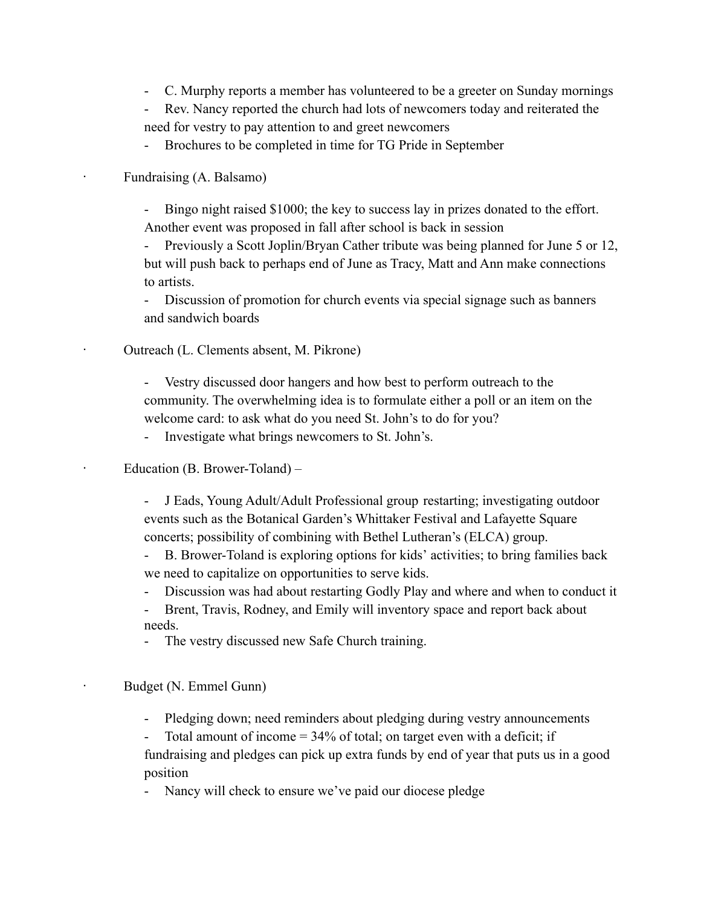- C. Murphy reports a member has volunteered to be a greeter on Sunday mornings
- Rev. Nancy reported the church had lots of newcomers today and reiterated the need for vestry to pay attention to and greet newcomers
- Brochures to be completed in time for TG Pride in September

· Fundraising (A. Balsamo)

- Bingo night raised $1000; the key to success lay in prizes donated to the effort. Another event was proposed in fall after school is back in session
- Previously a Scott Joplin/Bryan Cather tribute was being planned for June 5 or 12, but will push back to perhaps end of June as Tracy, Matt and Ann make connections to artists.
- Discussion of promotion for church events via special signage such as banners and sandwich boards

· Outreach (L. Clements absent, M. Pikrone)

- Vestry discussed door hangers and how best to perform outreach to the community. The overwhelming idea is to formulate either a poll or an item on the welcome card: to ask what do you need St. John's to do for you?
- Investigate what brings newcomers to St. John's.

· Education (B. Brower-Toland) –

- J Eads, Young Adult/Adult Professional group restarting; investigating outdoor events such as the Botanical Garden's Whittaker Festival and Lafayette Square concerts; possibility of combining with Bethel Lutheran's (ELCA) group.
- B. Brower-Toland is exploring options for kids' activities; to bring families back we need to capitalize on opportunities to serve kids.
- Discussion was had about restarting Godly Play and where and when to conduct it
- Brent, Travis, Rodney, and Emily will inventory space and report back about needs.
- The vestry discussed new Safe Church training.

· Budget (N. Emmel Gunn)

- Pledging down; need reminders about pledging during vestry announcements
- Total amount of income = 34% of total; on target even with a deficit; if fundraising and pledges can pick up extra funds by end of year that puts us in a good position
- Nancy will check to ensure we've paid our diocese pledge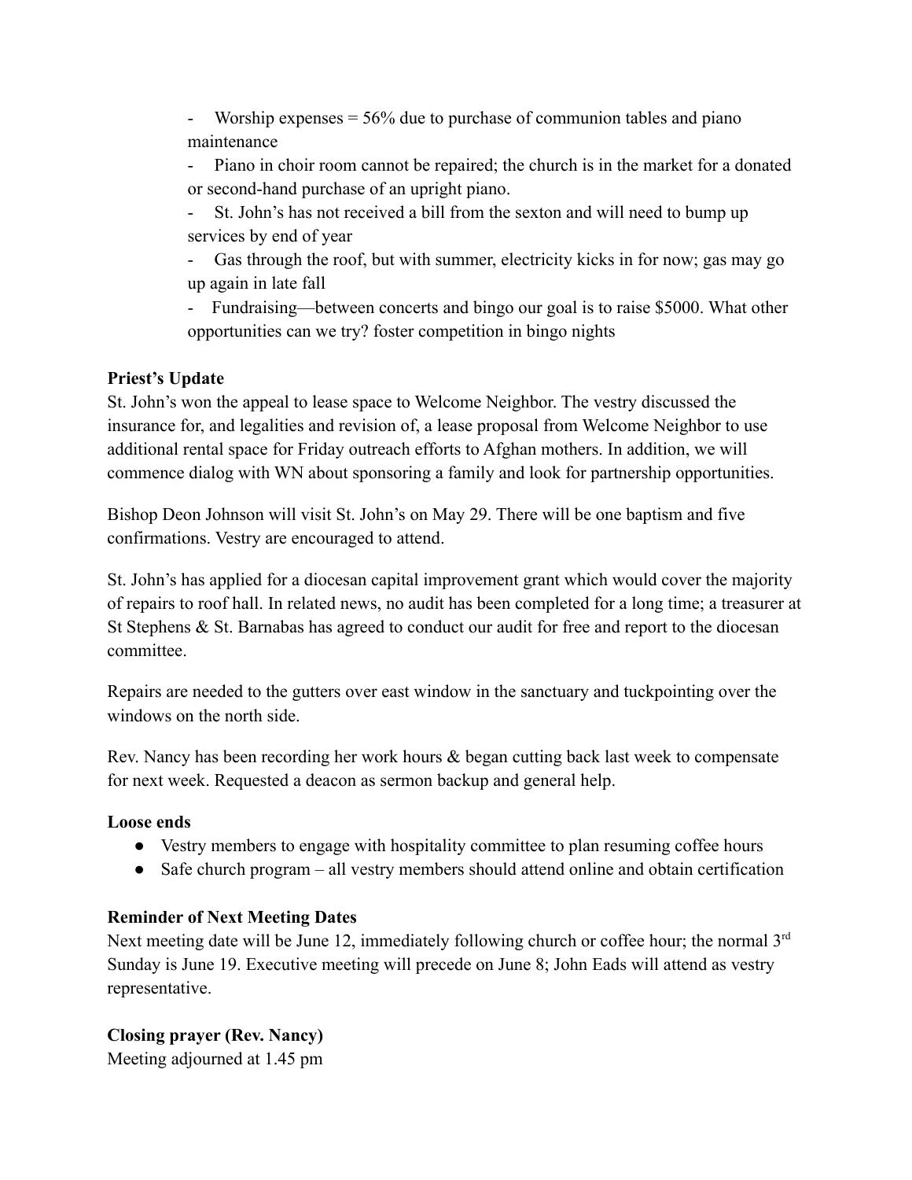- Worship expenses = 56% due to purchase of communion tables and piano maintenance
- Piano in choir room cannot be repaired; the church is in the market for a donated or second-hand purchase of an upright piano.
- St. John's has not received a bill from the sexton and will need to bump up services by end of year
- Gas through the roof, but with summer, electricity kicks in for now; gas may go up again in late fall
- Fundraising—between concerts and bingo our goal is to raise $5000. What other opportunities can we try? foster competition in bingo nights

**Priest's Update**

St. John's won the appeal to lease space to Welcome Neighbor. The vestry discussed the insurance for, and legalities and revision of, a lease proposal from Welcome Neighbor to use additional rental space for Friday outreach efforts to Afghan mothers. In addition, we will commence dialog with WN about sponsoring a family and look for partnership opportunities.

Bishop Deon Johnson will visit St. John's on May 29. There will be one baptism and five confirmations. Vestry are encouraged to attend.

St. John's has applied for a diocesan capital improvement grant which would cover the majority of repairs to roof hall. In related news, no audit has been completed for a long time; a treasurer at St Stephens & St. Barnabas has agreed to conduct our audit for free and report to the diocesan committee.

Repairs are needed to the gutters over east window in the sanctuary and tuckpointing over the windows on the north side.

Rev. Nancy has been recording her work hours & began cutting back last week to compensate for next week. Requested a deacon as sermon backup and general help.

**Loose ends**

- Vestry members to engage with hospitality committee to plan resuming coffee hours
- Safe church program – all vestry members should attend online and obtain certification

**Reminder of Next Meeting Dates**

Next meeting date will be June 12, immediately following church or coffee hour; the normal 3rd Sunday is June 19. Executive meeting will precede on June 8; John Eads will attend as vestry representative.

**Closing prayer (Rev. Nancy)**

Meeting adjourned at 1.45 pm